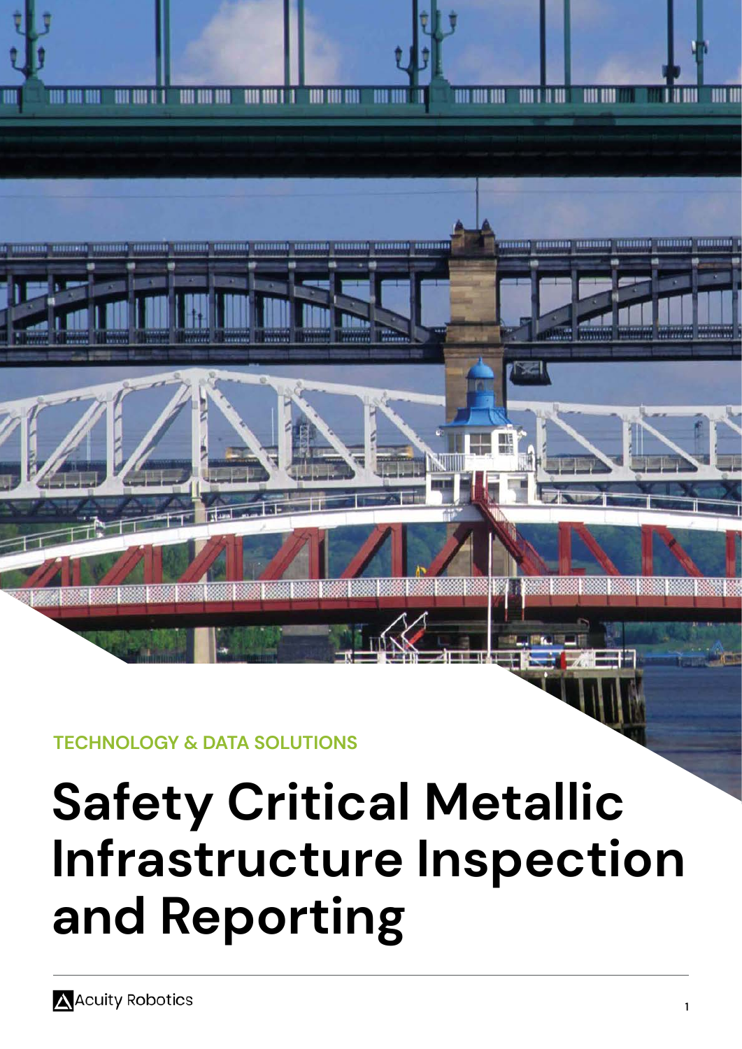TECHNOLOGY & DATA SOLUTIONS

# Safety Critical Metallic Infrastructure Inspection and Reporting

Acuity Robotics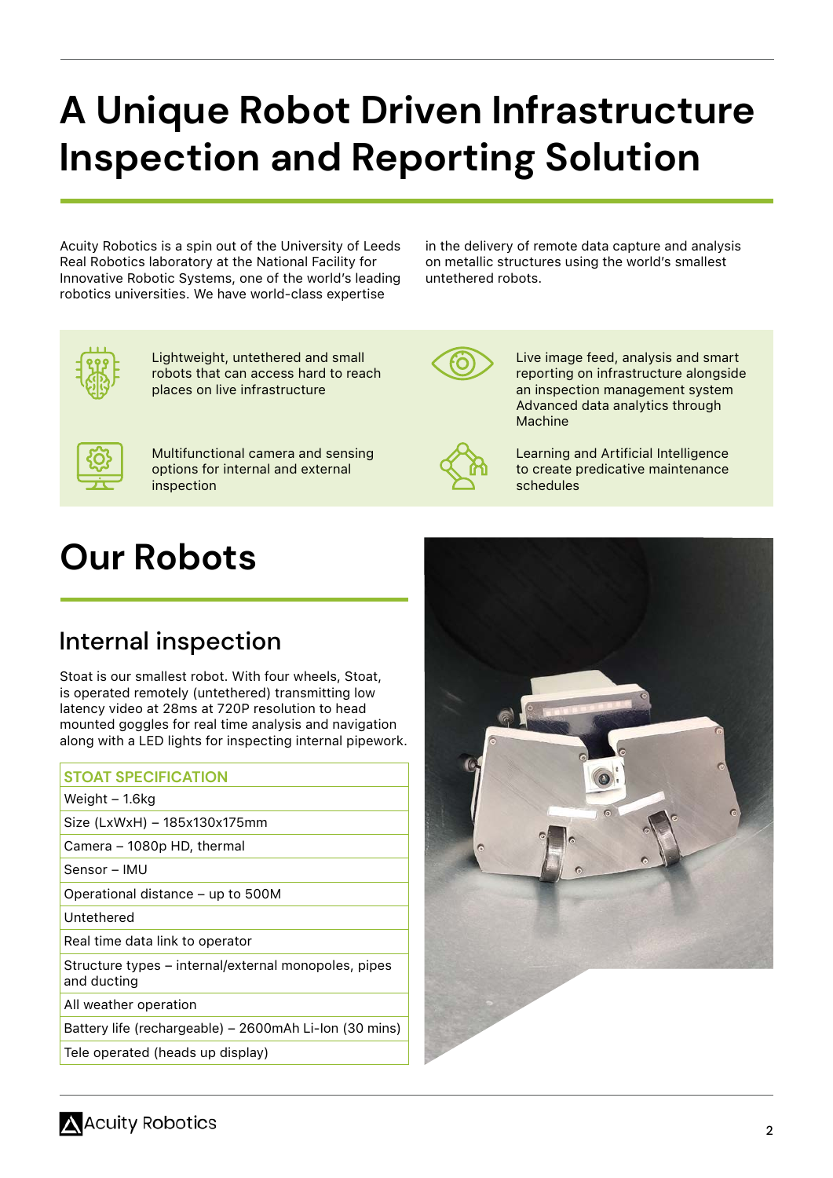# A Unique Robot Driven Infrastructure Inspection and Reporting Solution

Acuity Robotics is a spin out of the University of Leeds Real Robotics laboratory at the National Facility for Innovative Robotic Systems, one of the world's leading robotics universities. We have world-class expertise in the delivery of remote data capture and analysis on metallic structures using the world's smallest untethered robots.

- Lightweight, untethered and small robots that can access hard to reach places on live infrastructure
- Multifunctional camera and sensing options for internal and external inspection
- Live image feed, analysis and smart reporting on infrastructure alongside an inspection management system Advanced data analytics through Machine
- Learning and Artificial Intelligence to create predicative maintenance schedules

# Our Robots

## Internal inspection

Stoat is our smallest robot. With four wheels, Stoat, is operated remotely (untethered) transmitting low latency video at 28ms at 720P resolution to head mounted goggles for real time analysis and navigation along with a LED lights for inspecting internal pipework.

| STOAT SPECIFICATION |
| --- |
| Weight – 1.6kg |
| Size (LxWxH) – 185x130x175mm |
| Camera – 1080p HD, thermal |
| Sensor – IMU |
| Operational distance – up to 500M |
| Untethered |
| Real time data link to operator |
| Structure types – internal/external monopoles, pipes and ducting |
| All weather operation |
| Battery life (rechargeable) – 2600mAh Li-Ion (30 mins) |
| Tele operated (heads up display) |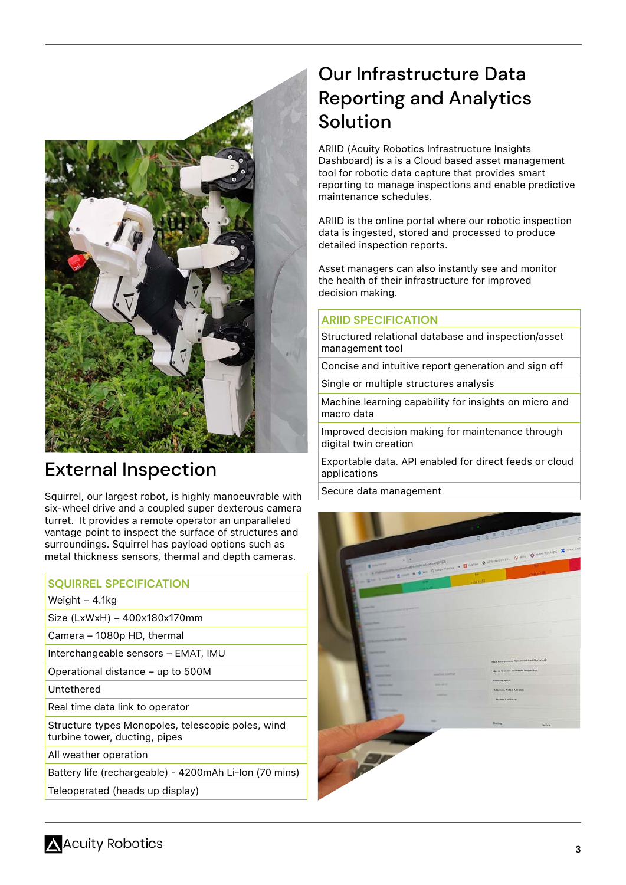## External Inspection

Squirrel, our largest robot, is highly manoeuvrable with six-wheel drive and a coupled super dexterous camera turret. It provides a remote operator an unparalleled vantage point to inspect the surface of structures and surroundings. Squirrel has payload options such as metal thickness sensors, thermal and depth cameras.

| SQUIRREL SPECIFICATION |
|---|
| Weight – 4.1kg |
| Size (LxWxH) – 400x180x170mm |
| Camera – 1080p HD, thermal |
| Interchangeable sensors – EMAT, IMU |
| Operational distance – up to 500M |
| Untethered |
| Real time data link to operator |
| Structure types Monopoles, telescopic poles, wind turbine tower, ducting, pipes |
| All weather operation |
| Battery life (rechargeable) - 4200mAh Li-Ion (70 mins) |
| Teleoperated (heads up display) |

# Our Infrastructure Data Reporting and Analytics Solution

ARIID (Acuity Robotics Infrastructure Insights Dashboard) is a is a Cloud based asset management tool for robotic data capture that provides smart reporting to manage inspections and enable predictive maintenance schedules.

ARIID is the online portal where our robotic inspection data is ingested, stored and processed to produce detailed inspection reports.

Asset managers can also instantly see and monitor the health of their infrastructure for improved decision making.

| ARIID SPECIFICATION |
|---|
| Structured relational database and inspection/asset management tool |
| Concise and intuitive report generation and sign off |
| Single or multiple structures analysis |
| Machine learning capability for insights on micro and macro data |
| Improved decision making for maintenance through digital twin creation |
| Exportable data. API enabled for direct feeds or cloud applications |
| Secure data management |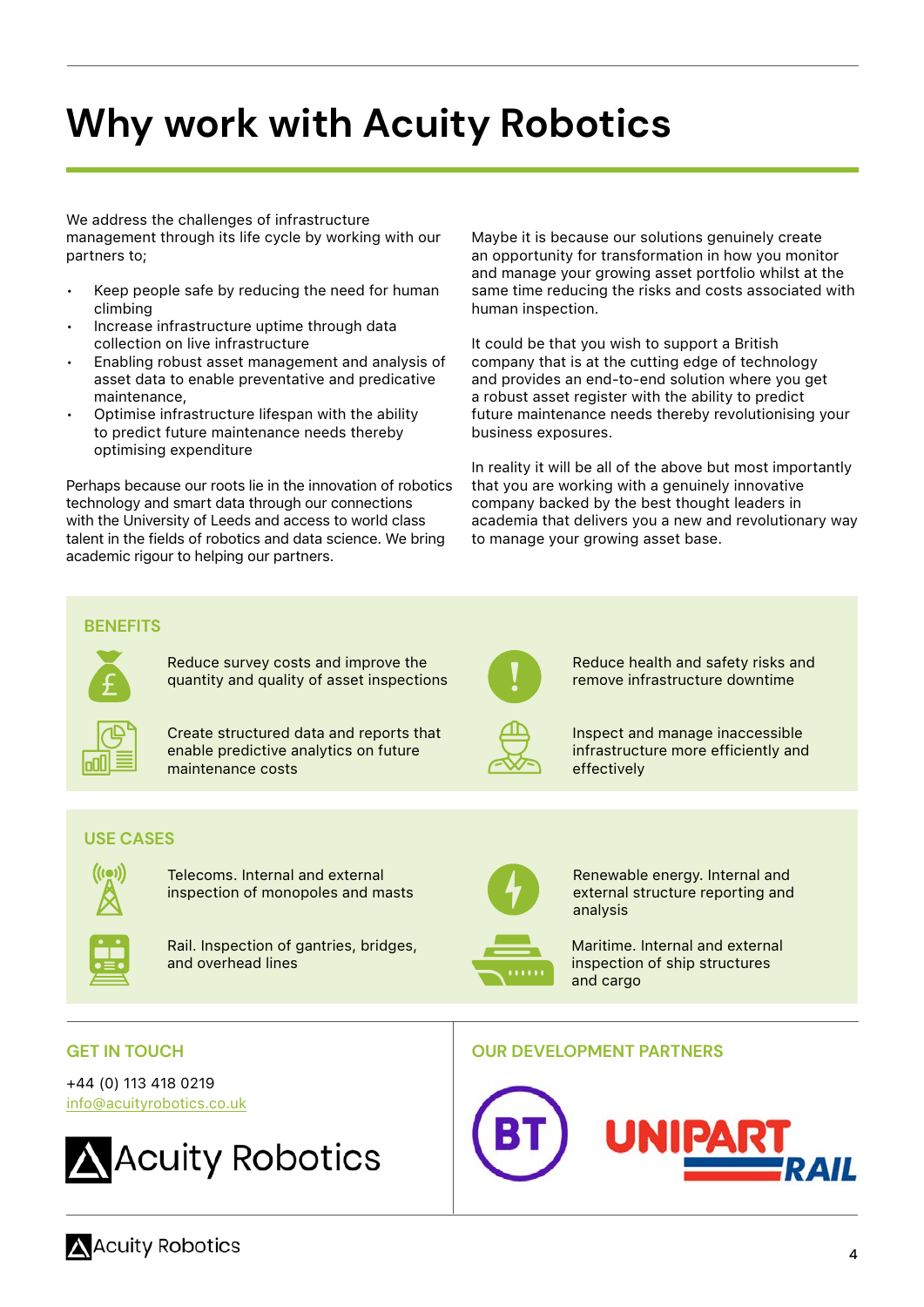# Why work with Acuity Robotics

We address the challenges of infrastructure management through its life cycle by working with our partners to;

- Keep people safe by reducing the need for human climbing
- Increase infrastructure uptime through data collection on live infrastructure
- Enabling robust asset management and analysis of asset data to enable preventative and predicative maintenance,
- Optimise infrastructure lifespan with the ability to predict future maintenance needs thereby optimising expenditure

Perhaps because our roots lie in the innovation of robotics technology and smart data through our connections with the University of Leeds and access to world class talent in the fields of robotics and data science. We bring academic rigour to helping our partners.

Maybe it is because our solutions genuinely create an opportunity for transformation in how you monitor and manage your growing asset portfolio whilst at the same time reducing the risks and costs associated with human inspection.

It could be that you wish to support a British company that is at the cutting edge of technology and provides an end-to-end solution where you get a robust asset register with the ability to predict future maintenance needs thereby revolutionising your business exposures.

In reality it will be all of the above but most importantly that you are working with a genuinely innovative company backed by the best thought leaders in academia that delivers you a new and revolutionary way to manage your growing asset base.

## BENEFITS

- Reduce survey costs and improve the quantity and quality of asset inspections
- Reduce health and safety risks and remove infrastructure downtime
- Create structured data and reports that enable predictive analytics on future maintenance costs
- Inspect and manage inaccessible infrastructure more efficiently and effectively

## USE CASES

- Telecoms. Internal and external inspection of monopoles and masts
- Renewable energy. Internal and external structure reporting and analysis
- Rail. Inspection of gantries, bridges, and overhead lines
- Maritime. Internal and external inspection of ship structures and cargo

## GET IN TOUCH

+44 (0) 113 418 0219
info@acuityrobotics.co.uk

Acuity Robotics

## OUR DEVELOPMENT PARTNERS

BT

UNIPART RAIL